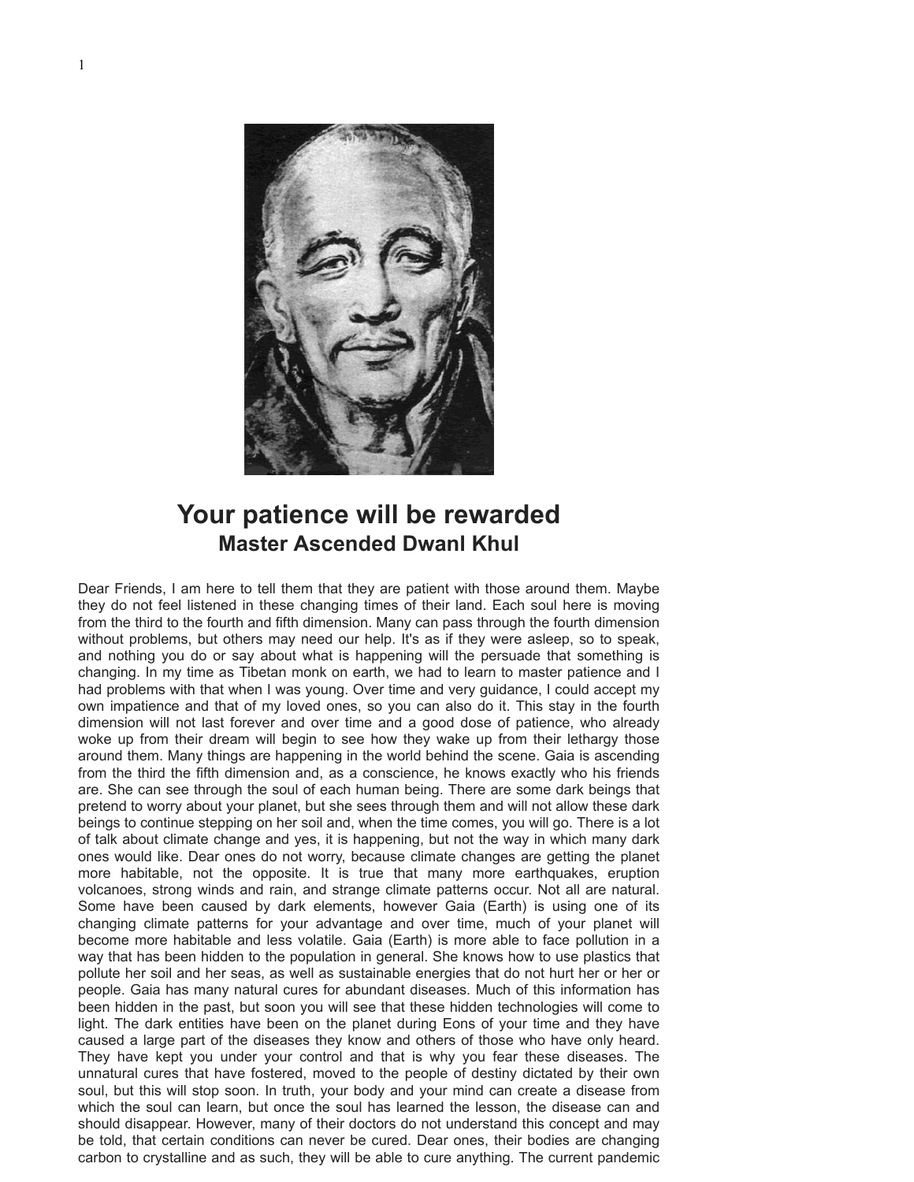# Your patience will be rewarded
## Master Ascended Dwanl Khul

Dear Friends, I am here to tell them that they are patient with those around them. Maybe they do not feel listened in these changing times of their land. Each soul here is moving from the third to the fourth and fifth dimension. Many can pass through the fourth dimension without problems, but others may need our help. It's as if they were asleep, so to speak, and nothing you do or say about what is happening will the persuade that something is changing. In my time as Tibetan monk on earth, we had to learn to master patience and I had problems with that when I was young. Over time and very guidance, I could accept my own impatience and that of my loved ones, so you can also do it. This stay in the fourth dimension will not last forever and over time and a good dose of patience, who already woke up from their dream will begin to see how they wake up from their lethargy those around them. Many things are happening in the world behind the scene. Gaia is ascending from the third the fifth dimension and, as a conscience, he knows exactly who his friends are. She can see through the soul of each human being. There are some dark beings that pretend to worry about your planet, but she sees through them and will not allow these dark beings to continue stepping on her soil and, when the time comes, you will go. There is a lot of talk about climate change and yes, it is happening, but not the way in which many dark ones would like. Dear ones do not worry, because climate changes are getting the planet more habitable, not the opposite. It is true that many more earthquakes, eruption volcanoes, strong winds and rain, and strange climate patterns occur. Not all are natural. Some have been caused by dark elements, however Gaia (Earth) is using one of its changing climate patterns for your advantage and over time, much of your planet will become more habitable and less volatile. Gaia (Earth) is more able to face pollution in a way that has been hidden to the population in general. She knows how to use plastics that pollute her soil and her seas, as well as sustainable energies that do not hurt her or her or people. Gaia has many natural cures for abundant diseases. Much of this information has been hidden in the past, but soon you will see that these hidden technologies will come to light. The dark entities have been on the planet during Eons of your time and they have caused a large part of the diseases they know and others of those who have only heard. They have kept you under your control and that is why you fear these diseases. The unnatural cures that have fostered, moved to the people of destiny dictated by their own soul, but this will stop soon. In truth, your body and your mind can create a disease from which the soul can learn, but once the soul has learned the lesson, the disease can and should disappear. However, many of their doctors do not understand this concept and may be told, that certain conditions can never be cured. Dear ones, their bodies are changing carbon to crystalline and as such, they will be able to cure anything. The current pandemic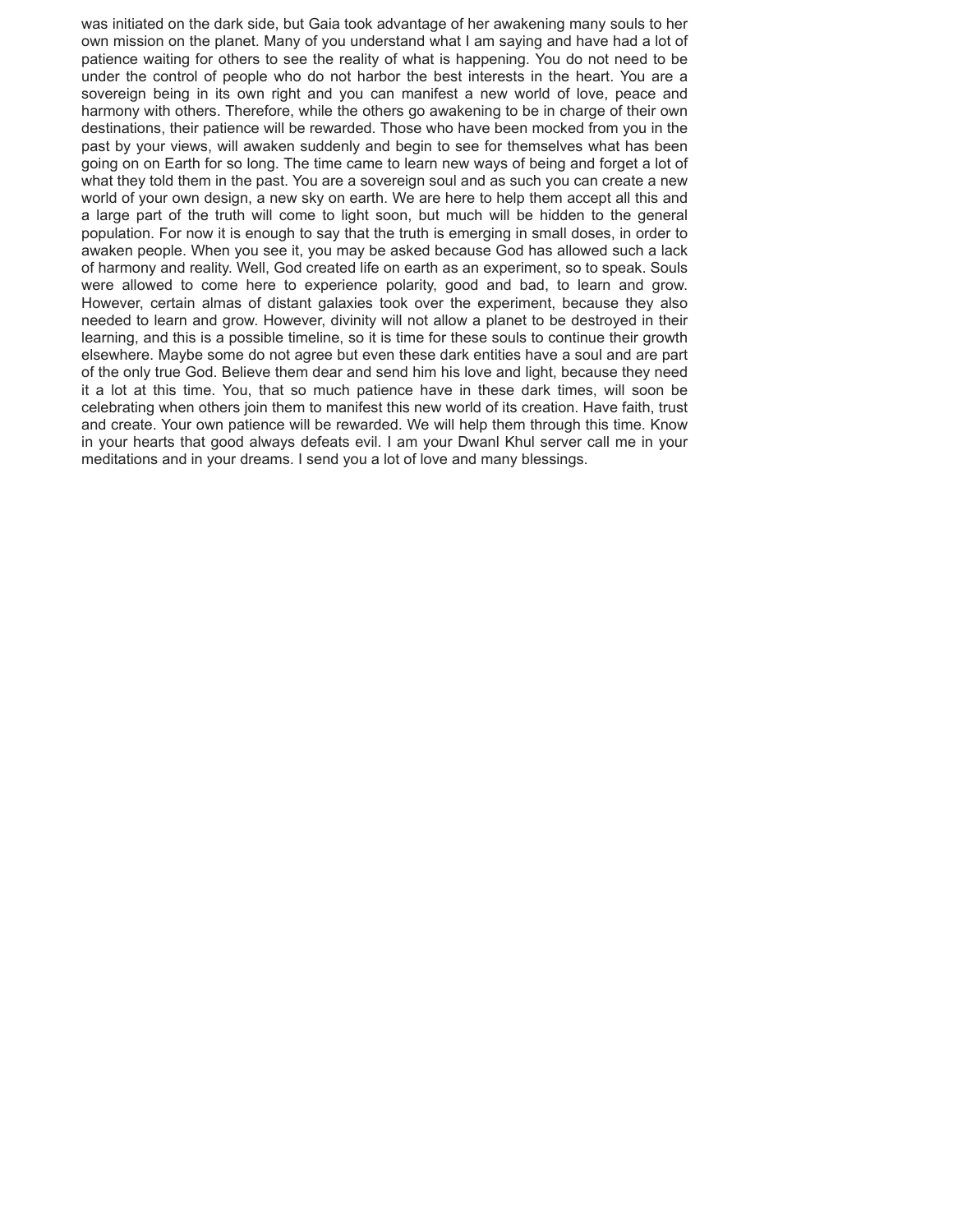was initiated on the dark side, but Gaia took advantage of her awakening many souls to her own mission on the planet. Many of you understand what I am saying and have had a lot of patience waiting for others to see the reality of what is happening. You do not need to be under the control of people who do not harbor the best interests in the heart. You are a sovereign being in its own right and you can manifest a new world of love, peace and harmony with others. Therefore, while the others go awakening to be in charge of their own destinations, their patience will be rewarded. Those who have been mocked from you in the past by your views, will awaken suddenly and begin to see for themselves what has been going on on Earth for so long. The time came to learn new ways of being and forget a lot of what they told them in the past. You are a sovereign soul and as such you can create a new world of your own design, a new sky on earth. We are here to help them accept all this and a large part of the truth will come to light soon, but much will be hidden to the general population. For now it is enough to say that the truth is emerging in small doses, in order to awaken people. When you see it, you may be asked because God has allowed such a lack of harmony and reality. Well, God created life on earth as an experiment, so to speak. Souls were allowed to come here to experience polarity, good and bad, to learn and grow. However, certain almas of distant galaxies took over the experiment, because they also needed to learn and grow. However, divinity will not allow a planet to be destroyed in their learning, and this is a possible timeline, so it is time for these souls to continue their growth elsewhere. Maybe some do not agree but even these dark entities have a soul and are part of the only true God. Believe them dear and send him his love and light, because they need it a lot at this time. You, that so much patience have in these dark times, will soon be celebrating when others join them to manifest this new world of its creation. Have faith, trust and create. Your own patience will be rewarded. We will help them through this time. Know in your hearts that good always defeats evil. I am your Dwanl Khul server call me in your meditations and in your dreams. I send you a lot of love and many blessings.